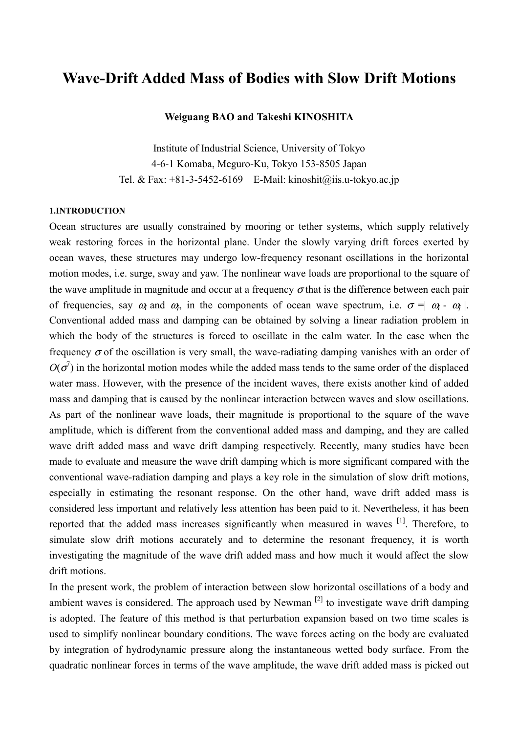# Wave-Drift Added Mass of Bodies with Slow Drift Motions

**Weiguang BAO and Takeshi KINOSHITA**

Institute of Industrial Science, University of Tokyo
4-6-1 Komaba, Meguro-Ku, Tokyo 153-8505 Japan
Tel. & Fax: +81-3-5452-6169 E-Mail: kinoshit@iis.u-tokyo.ac.jp

#### 1.INTRODUCTION

Ocean structures are usually constrained by mooring or tether systems, which supply relatively weak restoring forces in the horizontal plane. Under the slowly varying drift forces exerted by ocean waves, these structures may undergo low-frequency resonant oscillations in the horizontal motion modes, i.e. surge, sway and yaw. The nonlinear wave loads are proportional to the square of the wave amplitude in magnitude and occur at a frequency $\sigma$ that is the difference between each pair of frequencies, say $\omega_i$ and $\omega_j$, in the components of ocean wave spectrum, i.e. $\sigma = |\ \omega_i - \omega_j\ |$. Conventional added mass and damping can be obtained by solving a linear radiation problem in which the body of the structures is forced to oscillate in the calm water. In the case when the frequency $\sigma$ of the oscillation is very small, the wave-radiating damping vanishes with an order of $O(\sigma^7)$ in the horizontal motion modes while the added mass tends to the same order of the displaced water mass. However, with the presence of the incident waves, there exists another kind of added mass and damping that is caused by the nonlinear interaction between waves and slow oscillations. As part of the nonlinear wave loads, their magnitude is proportional to the square of the wave amplitude, which is different from the conventional added mass and damping, and they are called wave drift added mass and wave drift damping respectively. Recently, many studies have been made to evaluate and measure the wave drift damping which is more significant compared with the conventional wave-radiation damping and plays a key role in the simulation of slow drift motions, especially in estimating the resonant response. On the other hand, wave drift added mass is considered less important and relatively less attention has been paid to it. Nevertheless, it has been reported that the added mass increases significantly when measured in waves [1]. Therefore, to simulate slow drift motions accurately and to determine the resonant frequency, it is worth investigating the magnitude of the wave drift added mass and how much it would affect the slow drift motions.

In the present work, the problem of interaction between slow horizontal oscillations of a body and ambient waves is considered. The approach used by Newman [2] to investigate wave drift damping is adopted. The feature of this method is that perturbation expansion based on two time scales is used to simplify nonlinear boundary conditions. The wave forces acting on the body are evaluated by integration of hydrodynamic pressure along the instantaneous wetted body surface. From the quadratic nonlinear forces in terms of the wave amplitude, the wave drift added mass is picked out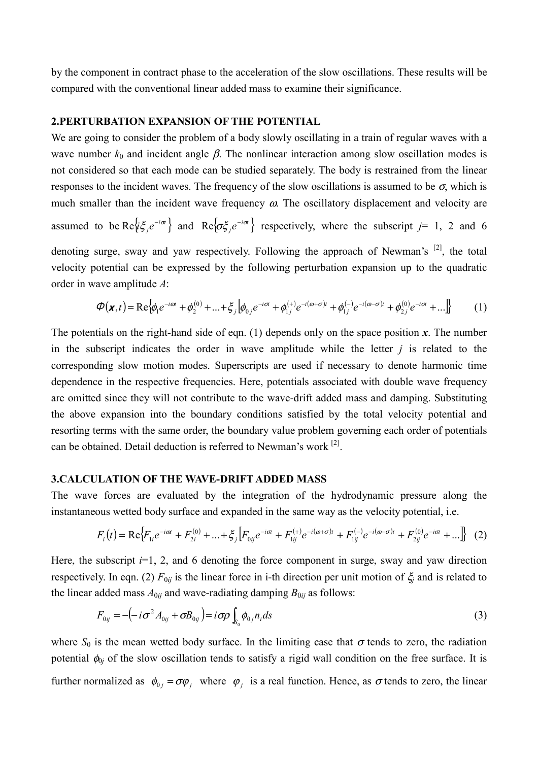by the component in contract phase to the acceleration of the slow oscillations. These results will be compared with the conventional linear added mass to examine their significance.

## 2.PERTURBATION EXPANSION OF THE POTENTIAL

We are going to consider the problem of a body slowly oscillating in a train of regular waves with a wave number $k_0$ and incident angle $\beta$. The nonlinear interaction among slow oscillation modes is not considered so that each mode can be studied separately. The body is restrained from the linear responses to the incident waves. The frequency of the slow oscillations is assumed to be $\sigma$, which is much smaller than the incident wave frequency $\omega$. The oscillatory displacement and velocity are assumed to be $\mathrm{Re}\{i\xi_j e^{-i\sigma t}\}$ and $\mathrm{Re}\{\sigma\xi_j e^{-i\sigma t}\}$ respectively, where the subscript $j$= 1, 2 and 6 denoting surge, sway and yaw respectively. Following the approach of Newman's [2], the total velocity potential can be expressed by the following perturbation expansion up to the quadratic order in wave amplitude $A$:

$$\Phi(\boldsymbol{x},t) = \mathrm{Re}\left\{\phi_1 e^{-i\omega t} + \phi_2^{(0)} + ... + \xi_j\left[\phi_{0j}e^{-i\sigma t} + \phi_{1j}^{(+)}e^{-i(\omega+\sigma)t} + \phi_{1j}^{(-)}e^{-i(\omega-\sigma)t} + \phi_{2j}^{(0)}e^{-i\sigma t} + ...\right]\right\} \tag{1}$$

The potentials on the right-hand side of eqn. (1) depends only on the space position $\boldsymbol{x}$. The number in the subscript indicates the order in wave amplitude while the letter $j$ is related to the corresponding slow motion modes. Superscripts are used if necessary to denote harmonic time dependence in the respective frequencies. Here, potentials associated with double wave frequency are omitted since they will not contribute to the wave-drift added mass and damping. Substituting the above expansion into the boundary conditions satisfied by the total velocity potential and resorting terms with the same order, the boundary value problem governing each order of potentials can be obtained. Detail deduction is referred to Newman's work [2].

## 3.CALCULATION OF THE WAVE-DRIFT ADDED MASS

The wave forces are evaluated by the integration of the hydrodynamic pressure along the instantaneous wetted body surface and expanded in the same way as the velocity potential, i.e.

$$F_i(t) = \mathrm{Re}\left\{F_{1i}e^{-i\omega t} + F_{2i}^{(0)} + ... + \xi_j\left[F_{0ij}e^{-i\sigma t} + F_{1ij}^{(+)}e^{-i(\omega+\sigma)t} + F_{1ij}^{(-)}e^{-i(\omega-\sigma)t} + F_{2ij}^{(0)}e^{-i\sigma t} + ...\right]\right\} \tag{2}$$

Here, the subscript $i$=1, 2, and 6 denoting the force component in surge, sway and yaw direction respectively. In eqn. (2) $F_{0ij}$ is the linear force in i-th direction per unit motion of $\xi_j$ and is related to the linear added mass $A_{0ij}$ and wave-radiating damping $B_{0ij}$ as follows:

$$F_{0ij} = -\left(-i\sigma^2 A_{0ij} + \sigma B_{0ij}\right) = i\sigma\rho\int_{S_0}\phi_{0j}n_i ds \tag{3}$$

where $S_0$ is the mean wetted body surface. In the limiting case that $\sigma$ tends to zero, the radiation potential $\phi_{0j}$ of the slow oscillation tends to satisfy a rigid wall condition on the free surface. It is further normalized as $\phi_{0j} = \sigma\varphi_j$ where $\varphi_j$ is a real function. Hence, as $\sigma$ tends to zero, the linear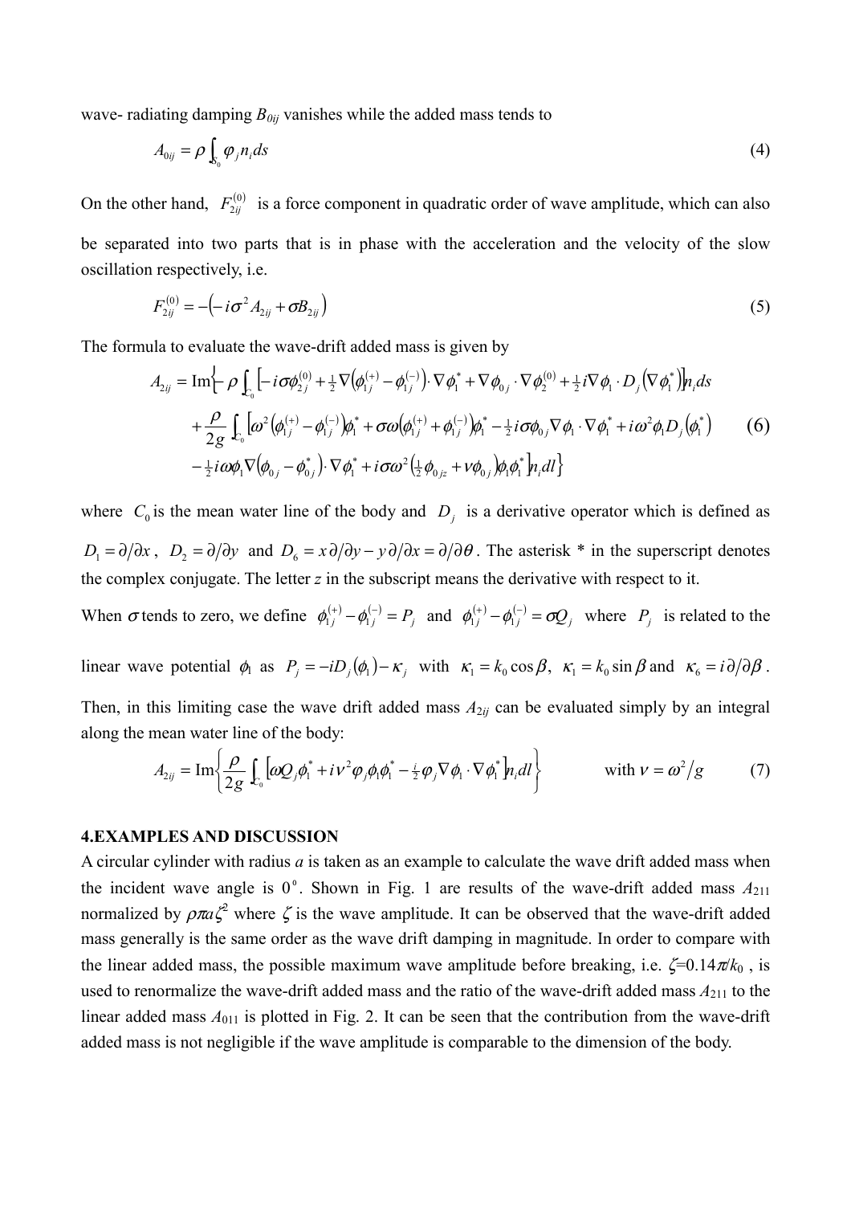wave- radiating damping $B_{0ij}$ vanishes while the added mass tends to

$$A_{0ij} = \rho \int_{S_0} \varphi_j n_i ds \tag{4}$$

On the other hand, $F_{2ij}^{(0)}$ is a force component in quadratic order of wave amplitude, which can also be separated into two parts that is in phase with the acceleration and the velocity of the slow oscillation respectively, i.e.

$$F_{2ij}^{(0)} = -\left(-i\sigma^2 A_{2ij} + \sigma B_{2ij}\right) \tag{5}$$

The formula to evaluate the wave-drift added mass is given by

$$\begin{aligned} A_{2ij} = \mathrm{Im}\Big\{ & -\rho \int_{C_0} \left[-i\sigma\phi_{2j}^{(0)} + \tfrac{1}{2}\nabla\left(\phi_{1j}^{(+)} - \phi_{1j}^{(-)}\right)\cdot\nabla\phi_1^* + \nabla\phi_{0j}\cdot\nabla\phi_2^{(0)} + \tfrac{1}{2}i\nabla\phi_1\cdot D_j\left(\nabla\phi_1^*\right)\right] n_i ds \\ & + \frac{\rho}{2g}\int_{C_0}\left[\omega^2\left(\phi_{1j}^{(+)} - \phi_{1j}^{(-)}\right)\phi_1^* + \sigma\omega\left(\phi_{1j}^{(+)} + \phi_{1j}^{(-)}\right)\phi_1^* - \tfrac{1}{2}i\sigma\phi_{0j}\nabla\phi_1\cdot\nabla\phi_1^* + i\omega^2\phi_1 D_j\left(\phi_1^*\right)\right. \\ & \left. -\tfrac{1}{2}i\omega\phi_1\nabla\left(\phi_{0j} - \phi_{0j}^*\right)\cdot\nabla\phi_1^* + i\sigma\omega^2\left(\tfrac{1}{2}\phi_{0jz} + \nu\phi_{0j}\right)\phi_1\phi_1^*\right] n_i dl\Big\} \end{aligned} \tag{6}$$

where $C_0$ is the mean water line of the body and $D_j$ is a derivative operator which is defined as $D_1 = \partial/\partial x$, $D_2 = \partial/\partial y$ and $D_6 = x\partial/\partial y - y\partial/\partial x = \partial/\partial\theta$. The asterisk * in the superscript denotes the complex conjugate. The letter *z* in the subscript means the derivative with respect to it.

When $\sigma$ tends to zero, we define $\phi_{1j}^{(+)} - \phi_{1j}^{(-)} = P_j$ and $\phi_{1j}^{(+)} - \phi_{1j}^{(-)} = \sigma Q_j$ where $P_j$ is related to the linear wave potential $\phi_1$ as $P_j = -iD_j(\phi_1) - \kappa_j$ with $\kappa_1 = k_0\cos\beta$, $\kappa_1 = k_0\sin\beta$ and $\kappa_6 = i\partial/\partial\beta$.

Then, in this limiting case the wave drift added mass $A_{2ij}$ can be evaluated simply by an integral along the mean water line of the body:

$$A_{2ij} = \mathrm{Im}\left\{\frac{\rho}{2g}\int_{C_0}\left[\omega Q_j\phi_1^* + i\nu^2\varphi_j\phi_1\phi_1^* - \tfrac{i}{2}\varphi_j\nabla\phi_1\cdot\nabla\phi_1^*\right] n_i dl\right\} \qquad \text{with } \nu = \omega^2/g \tag{7}$$

## 4.EXAMPLES AND DISCUSSION

A circular cylinder with radius *a* is taken as an example to calculate the wave drift added mass when the incident wave angle is $0^\circ$. Shown in Fig. 1 are results of the wave-drift added mass $A_{211}$ normalized by $\rho\pi a\zeta^2$ where $\zeta$ is the wave amplitude. It can be observed that the wave-drift added mass generally is the same order as the wave drift damping in magnitude. In order to compare with the linear added mass, the possible maximum wave amplitude before breaking, i.e. $\zeta=0.14\pi/k_0$ , is used to renormalize the wave-drift added mass and the ratio of the wave-drift added mass $A_{211}$ to the linear added mass $A_{011}$ is plotted in Fig. 2. It can be seen that the contribution from the wave-drift added mass is not negligible if the wave amplitude is comparable to the dimension of the body.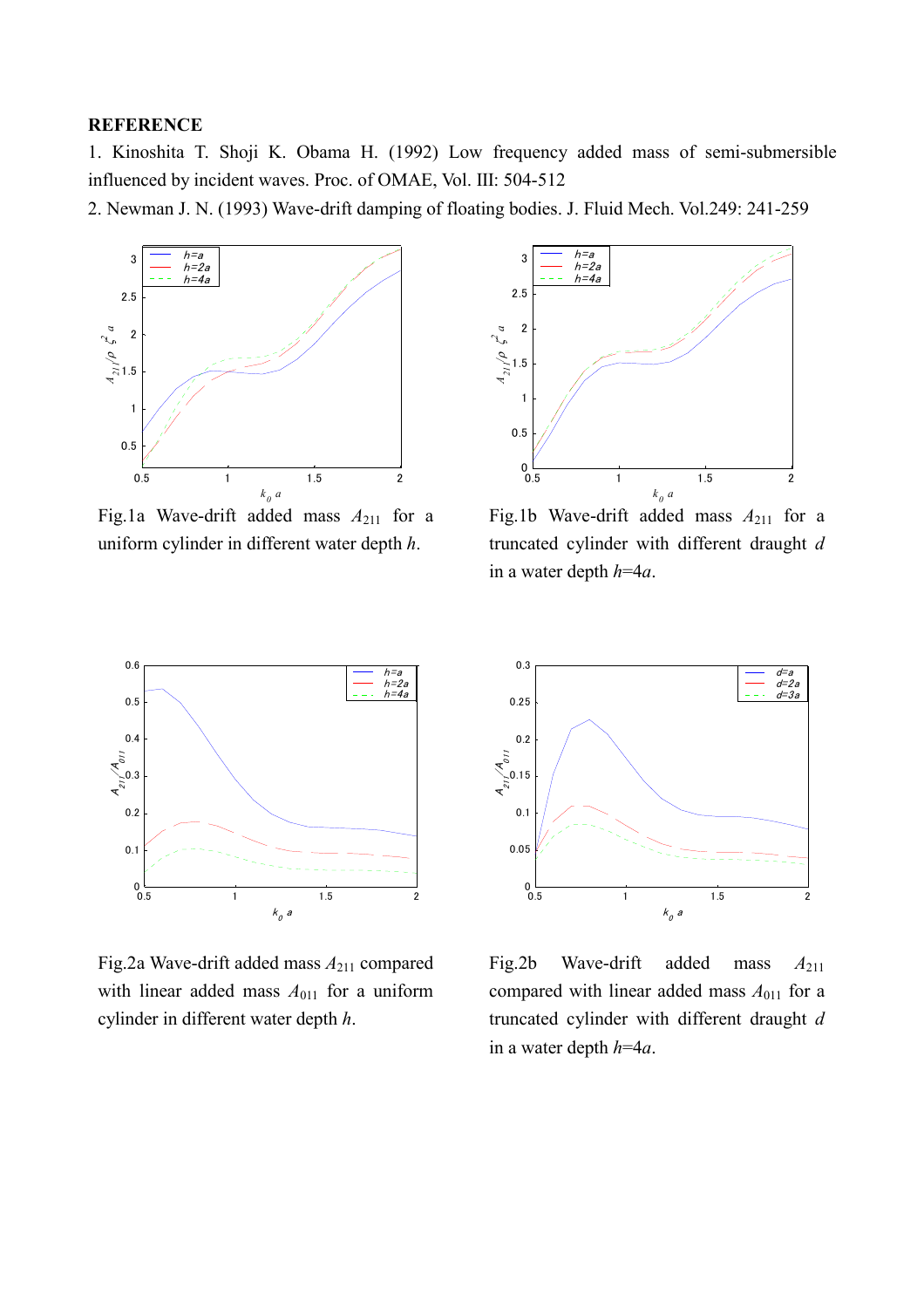## REFERENCE

1. Kinoshita T. Shoji K. Obama H. (1992) Low frequency added mass of semi-submersible influenced by incident waves. Proc. of OMAE, Vol. III: 504-512
2. Newman J. N. (1993) Wave-drift damping of floating bodies. J. Fluid Mech. Vol.249: 241-259

h=a
h=2a
h=4a

3
2.5
2
1.5
1
0.5

0.5 1 1.5 2

$A_{211}/\rho\zeta^2 a$

$k_0 a$

Fig.1a Wave-drift added mass $A_{211}$ for a uniform cylinder in different water depth $h$.

h=a
h=2a
h=4a

3
2.5
2
1.5
1
0.5
0

0.5 1 1.5 2

$A_{211}/\rho\zeta^2 a$

$k_0 a$

Fig.1b Wave-drift added mass $A_{211}$ for a truncated cylinder with different draught $d$ in a water depth $h$=4$a$.

h=a
h=2a
h=4a

0.6
0.5
0.4
0.3
0.2
0.1
0

0.5 1 1.5 2

$A_{211}/A_{011}$

$k_0 a$

Fig.2a Wave-drift added mass $A_{211}$ compared with linear added mass $A_{011}$ for a uniform cylinder in different water depth $h$.

d=a
d=2a
d=3a

0.3
0.25
0.2
0.15
0.1
0.05
0

0.5 1 1.5 2

$A_{211}/A_{011}$

$k_0 a$

Fig.2b Wave-drift added mass $A_{211}$ compared with linear added mass $A_{011}$ for a truncated cylinder with different draught $d$ in a water depth $h$=4$a$.